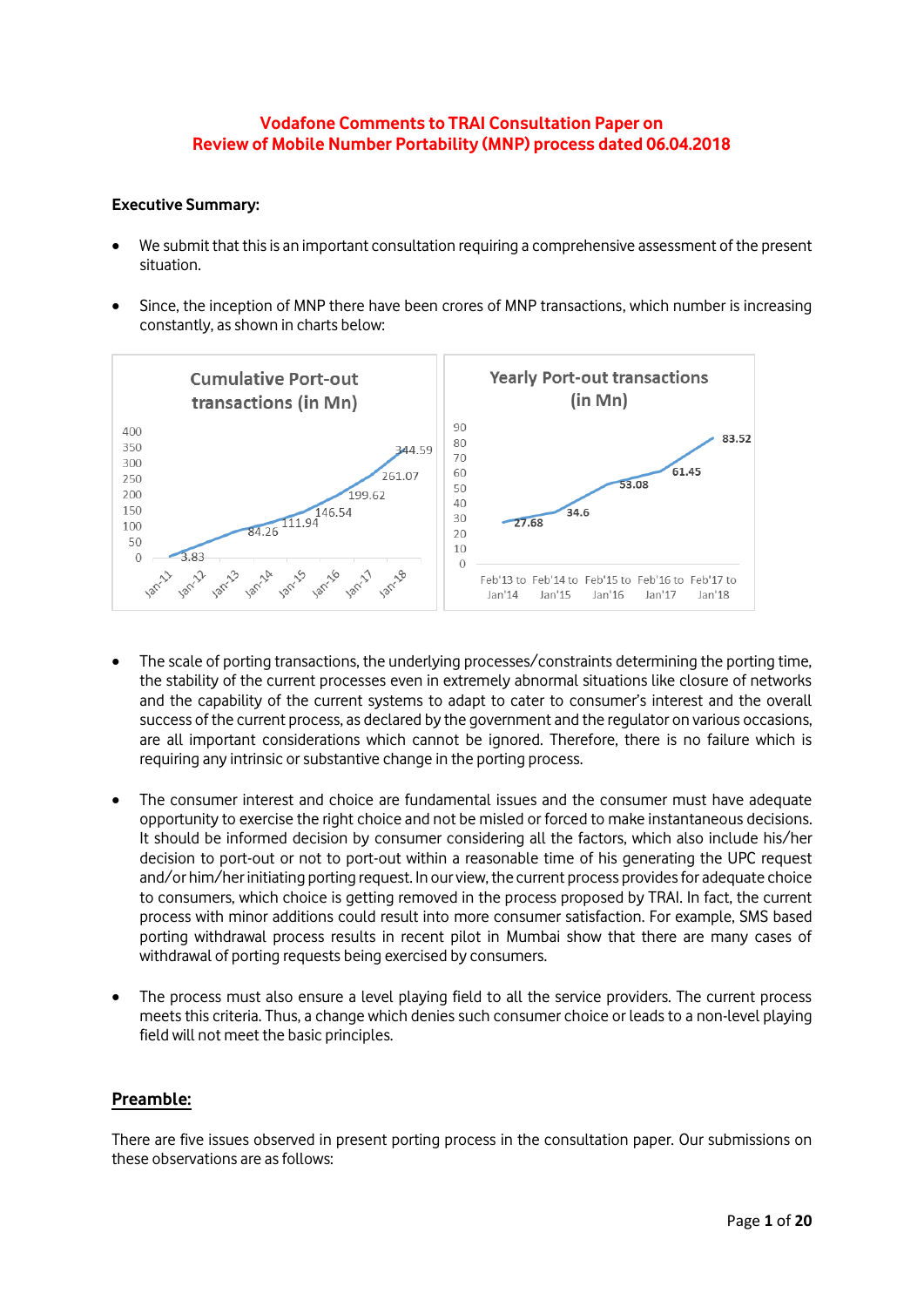# Vodafone Comments to TRAI Consultation Paper on Review of Mobile Number Portability (MNP) process dated 06.04.2018

**Executive Summary:**

- We submit that this is an important consultation requiring a comprehensive assessment of the present situation.

- Since, the inception of MNP there have been crores of MNP transactions, which number is increasing constantly, as shown in charts below:

**Cumulative Port-out transactions (in Mn)**

**Yearly Port-out transactions (in Mn)**

| Period | Port-out transactions (in Mn) |
|---|---|
| Feb'13 to Jan'14 | 27.68 |
| Feb'14 to Jan'15 | 34.6 |
| Feb'15 to Jan'16 | 53.08 |
| Feb'16 to Jan'17 | 61.45 |
| Feb'17 to Jan'18 | 83.52 |

- The scale of porting transactions, the underlying processes/constraints determining the porting time, the stability of the current processes even in extremely abnormal situations like closure of networks and the capability of the current systems to adapt to cater to consumer's interest and the overall success of the current process, as declared by the government and the regulator on various occasions, are all important considerations which cannot be ignored. Therefore, there is no failure which is requiring any intrinsic or substantive change in the porting process.

- The consumer interest and choice are fundamental issues and the consumer must have adequate opportunity to exercise the right choice and not be misled or forced to make instantaneous decisions. It should be informed decision by consumer considering all the factors, which also include his/her decision to port-out or not to port-out within a reasonable time of his generating the UPC request and/or him/her initiating porting request. In our view, the current process provides for adequate choice to consumers, which choice is getting removed in the process proposed by TRAI. In fact, the current process with minor additions could result into more consumer satisfaction. For example, SMS based porting withdrawal process results in recent pilot in Mumbai show that there are many cases of withdrawal of porting requests being exercised by consumers.

- The process must also ensure a level playing field to all the service providers. The current process meets this criteria. Thus, a change which denies such consumer choice or leads to a non-level playing field will not meet the basic principles.

## Preamble:

There are five issues observed in present porting process in the consultation paper. Our submissions on these observations are as follows: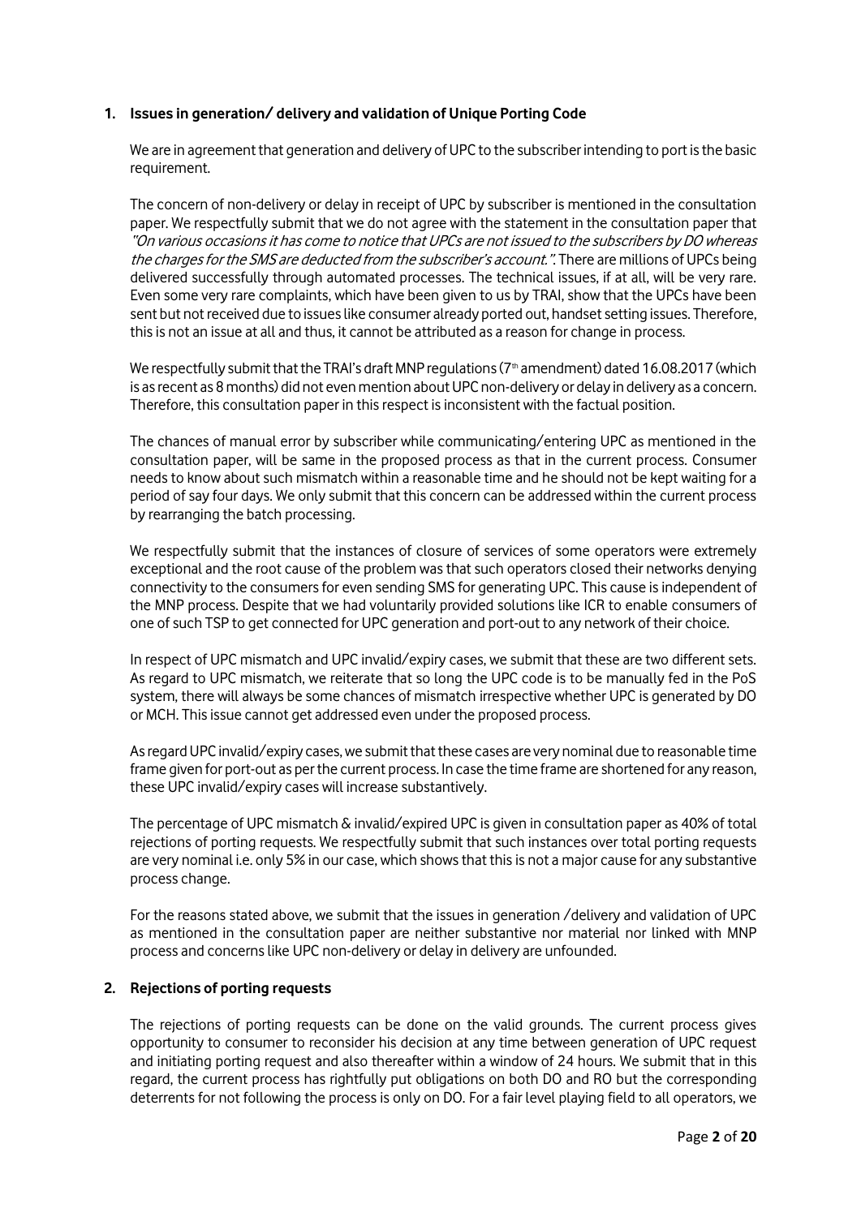## 1. Issues in generation/ delivery and validation of Unique Porting Code

We are in agreement that generation and delivery of UPC to the subscriber intending to port is the basic requirement.

The concern of non-delivery or delay in receipt of UPC by subscriber is mentioned in the consultation paper. We respectfully submit that we do not agree with the statement in the consultation paper that *"On various occasions it has come to notice that UPCs are not issued to the subscribers by DO whereas the charges for the SMS are deducted from the subscriber's account."*. There are millions of UPCs being delivered successfully through automated processes. The technical issues, if at all, will be very rare. Even some very rare complaints, which have been given to us by TRAI, show that the UPCs have been sent but not received due to issues like consumer already ported out, handset setting issues. Therefore, this is not an issue at all and thus, it cannot be attributed as a reason for change in process.

We respectfully submit that the TRAI's draft MNP regulations (7th amendment) dated 16.08.2017 (which is as recent as 8 months) did not even mention about UPC non-delivery or delay in delivery as a concern. Therefore, this consultation paper in this respect is inconsistent with the factual position.

The chances of manual error by subscriber while communicating/entering UPC as mentioned in the consultation paper, will be same in the proposed process as that in the current process. Consumer needs to know about such mismatch within a reasonable time and he should not be kept waiting for a period of say four days. We only submit that this concern can be addressed within the current process by rearranging the batch processing.

We respectfully submit that the instances of closure of services of some operators were extremely exceptional and the root cause of the problem was that such operators closed their networks denying connectivity to the consumers for even sending SMS for generating UPC. This cause is independent of the MNP process. Despite that we had voluntarily provided solutions like ICR to enable consumers of one of such TSP to get connected for UPC generation and port-out to any network of their choice.

In respect of UPC mismatch and UPC invalid/expiry cases, we submit that these are two different sets. As regard to UPC mismatch, we reiterate that so long the UPC code is to be manually fed in the PoS system, there will always be some chances of mismatch irrespective whether UPC is generated by DO or MCH. This issue cannot get addressed even under the proposed process.

As regard UPC invalid/expiry cases, we submit that these cases are very nominal due to reasonable time frame given for port-out as per the current process. In case the time frame are shortened for any reason, these UPC invalid/expiry cases will increase substantively.

The percentage of UPC mismatch & invalid/expired UPC is given in consultation paper as 40% of total rejections of porting requests. We respectfully submit that such instances over total porting requests are very nominal i.e. only 5% in our case, which shows that this is not a major cause for any substantive process change.

For the reasons stated above, we submit that the issues in generation /delivery and validation of UPC as mentioned in the consultation paper are neither substantive nor material nor linked with MNP process and concerns like UPC non-delivery or delay in delivery are unfounded.

## 2. Rejections of porting requests

The rejections of porting requests can be done on the valid grounds. The current process gives opportunity to consumer to reconsider his decision at any time between generation of UPC request and initiating porting request and also thereafter within a window of 24 hours. We submit that in this regard, the current process has rightfully put obligations on both DO and RO but the corresponding deterrents for not following the process is only on DO. For a fair level playing field to all operators, we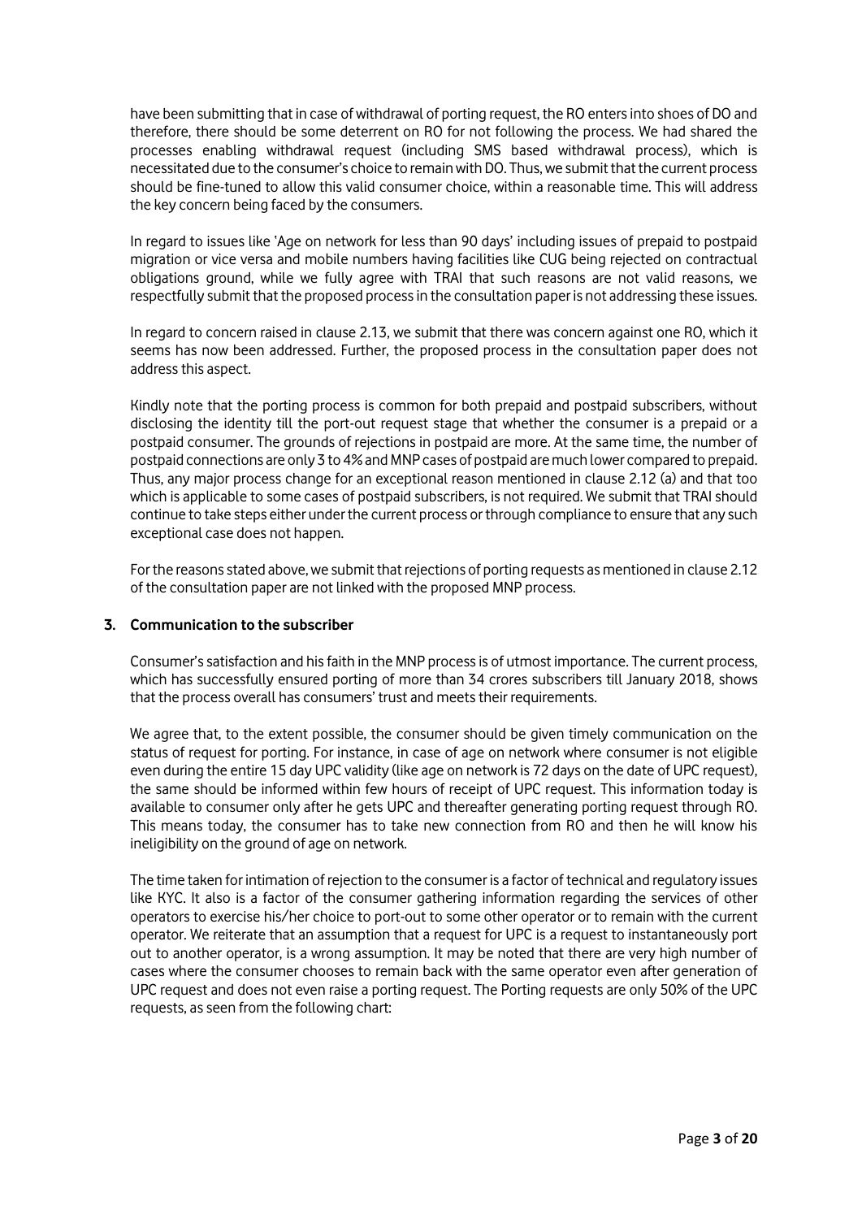have been submitting that in case of withdrawal of porting request, the RO enters into shoes of DO and therefore, there should be some deterrent on RO for not following the process. We had shared the processes enabling withdrawal request (including SMS based withdrawal process), which is necessitated due to the consumer's choice to remain with DO. Thus, we submit that the current process should be fine-tuned to allow this valid consumer choice, within a reasonable time. This will address the key concern being faced by the consumers.

In regard to issues like 'Age on network for less than 90 days' including issues of prepaid to postpaid migration or vice versa and mobile numbers having facilities like CUG being rejected on contractual obligations ground, while we fully agree with TRAI that such reasons are not valid reasons, we respectfully submit that the proposed process in the consultation paper is not addressing these issues.

In regard to concern raised in clause 2.13, we submit that there was concern against one RO, which it seems has now been addressed. Further, the proposed process in the consultation paper does not address this aspect.

Kindly note that the porting process is common for both prepaid and postpaid subscribers, without disclosing the identity till the port-out request stage that whether the consumer is a prepaid or a postpaid consumer. The grounds of rejections in postpaid are more. At the same time, the number of postpaid connections are only 3 to 4% and MNP cases of postpaid are much lower compared to prepaid. Thus, any major process change for an exceptional reason mentioned in clause 2.12 (a) and that too which is applicable to some cases of postpaid subscribers, is not required. We submit that TRAI should continue to take steps either under the current process or through compliance to ensure that any such exceptional case does not happen.

For the reasons stated above, we submit that rejections of porting requests as mentioned in clause 2.12 of the consultation paper are not linked with the proposed MNP process.

### 3. Communication to the subscriber

Consumer's satisfaction and his faith in the MNP process is of utmost importance. The current process, which has successfully ensured porting of more than 34 crores subscribers till January 2018, shows that the process overall has consumers' trust and meets their requirements.

We agree that, to the extent possible, the consumer should be given timely communication on the status of request for porting. For instance, in case of age on network where consumer is not eligible even during the entire 15 day UPC validity (like age on network is 72 days on the date of UPC request), the same should be informed within few hours of receipt of UPC request. This information today is available to consumer only after he gets UPC and thereafter generating porting request through RO. This means today, the consumer has to take new connection from RO and then he will know his ineligibility on the ground of age on network.

The time taken for intimation of rejection to the consumer is a factor of technical and regulatory issues like KYC. It also is a factor of the consumer gathering information regarding the services of other operators to exercise his/her choice to port-out to some other operator or to remain with the current operator. We reiterate that an assumption that a request for UPC is a request to instantaneously port out to another operator, is a wrong assumption. It may be noted that there are very high number of cases where the consumer chooses to remain back with the same operator even after generation of UPC request and does not even raise a porting request. The Porting requests are only 50% of the UPC requests, as seen from the following chart: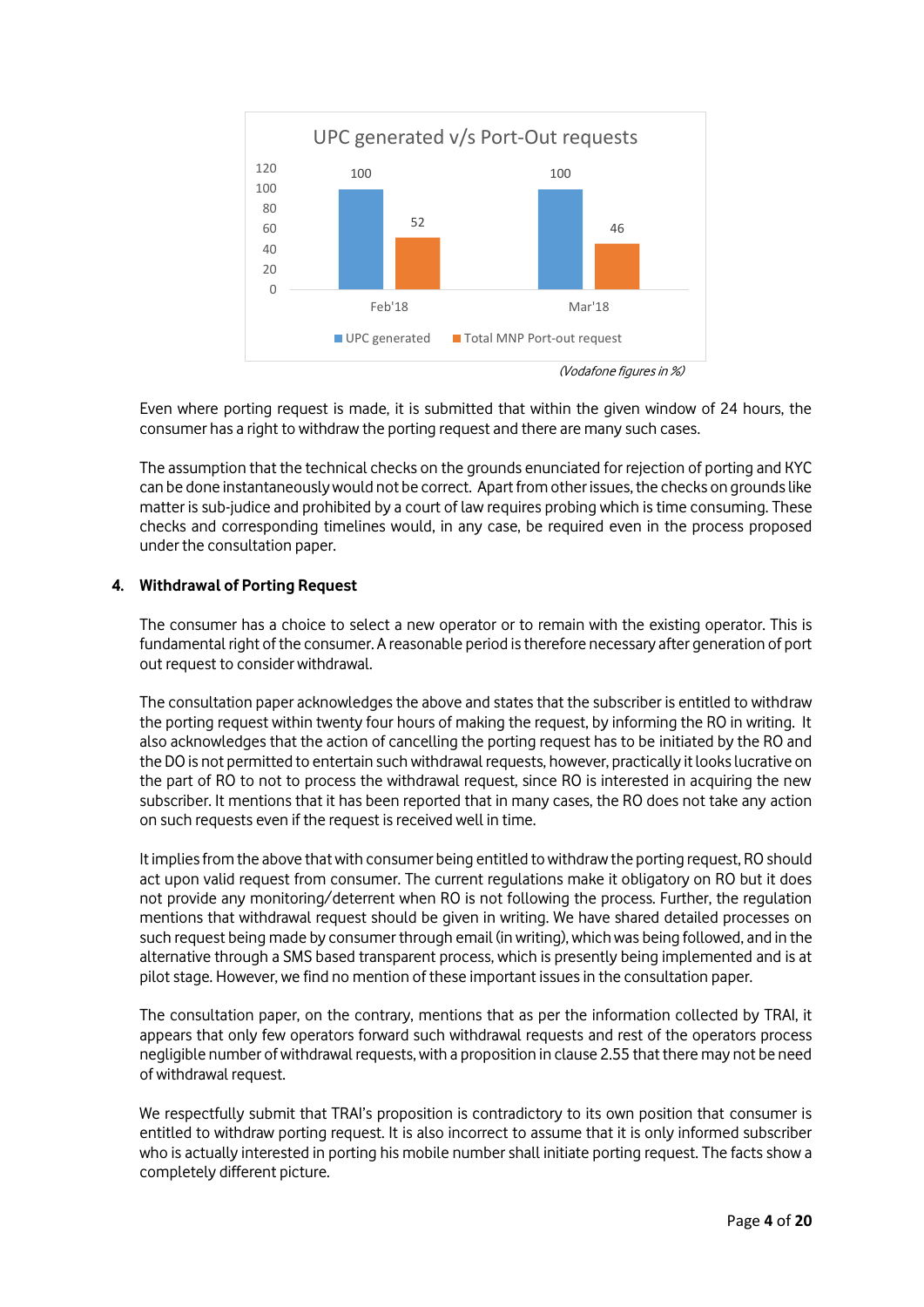**UPC generated v/s Port-Out requests**

| | UPC generated | Total MNP Port-out request |
|---|---|---|
| Feb'18 | 100 | 52 |
| Mar'18 | 100 | 46 |

*(Vodafone figures in %)*

Even where porting request is made, it is submitted that within the given window of 24 hours, the consumer has a right to withdraw the porting request and there are many such cases.

The assumption that the technical checks on the grounds enunciated for rejection of porting and KYC can be done instantaneously would not be correct. Apart from other issues, the checks on grounds like matter is sub-judice and prohibited by a court of law requires probing which is time consuming. These checks and corresponding timelines would, in any case, be required even in the process proposed under the consultation paper.

## 4. Withdrawal of Porting Request

The consumer has a choice to select a new operator or to remain with the existing operator. This is fundamental right of the consumer. A reasonable period is therefore necessary after generation of port out request to consider withdrawal.

The consultation paper acknowledges the above and states that the subscriber is entitled to withdraw the porting request within twenty four hours of making the request, by informing the RO in writing. It also acknowledges that the action of cancelling the porting request has to be initiated by the RO and the DO is not permitted to entertain such withdrawal requests, however, practically it looks lucrative on the part of RO to not to process the withdrawal request, since RO is interested in acquiring the new subscriber. It mentions that it has been reported that in many cases, the RO does not take any action on such requests even if the request is received well in time.

It implies from the above that with consumer being entitled to withdraw the porting request, RO should act upon valid request from consumer. The current regulations make it obligatory on RO but it does not provide any monitoring/deterrent when RO is not following the process. Further, the regulation mentions that withdrawal request should be given in writing. We have shared detailed processes on such request being made by consumer through email (in writing), which was being followed, and in the alternative through a SMS based transparent process, which is presently being implemented and is at pilot stage. However, we find no mention of these important issues in the consultation paper.

The consultation paper, on the contrary, mentions that as per the information collected by TRAI, it appears that only few operators forward such withdrawal requests and rest of the operators process negligible number of withdrawal requests, with a proposition in clause 2.55 that there may not be need of withdrawal request.

We respectfully submit that TRAI's proposition is contradictory to its own position that consumer is entitled to withdraw porting request. It is also incorrect to assume that it is only informed subscriber who is actually interested in porting his mobile number shall initiate porting request. The facts show a completely different picture.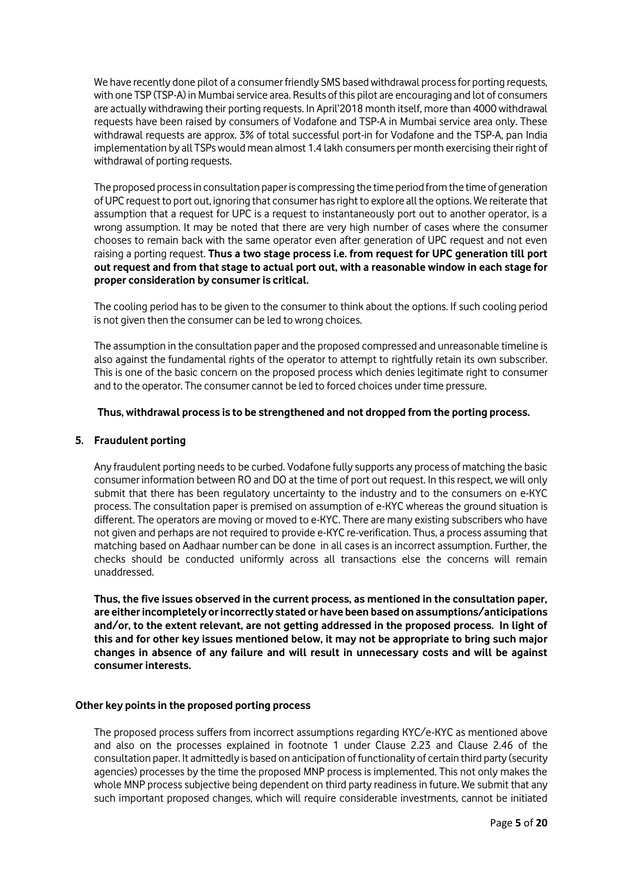We have recently done pilot of a consumer friendly SMS based withdrawal process for porting requests, with one TSP (TSP-A) in Mumbai service area. Results of this pilot are encouraging and lot of consumers are actually withdrawing their porting requests. In April'2018 month itself, more than 4000 withdrawal requests have been raised by consumers of Vodafone and TSP-A in Mumbai service area only. These withdrawal requests are approx. 3% of total successful port-in for Vodafone and the TSP-A, pan India implementation by all TSPs would mean almost 1.4 lakh consumers per month exercising their right of withdrawal of porting requests.

The proposed process in consultation paper is compressing the time period from the time of generation of UPC request to port out, ignoring that consumer has right to explore all the options. We reiterate that assumption that a request for UPC is a request to instantaneously port out to another operator, is a wrong assumption. It may be noted that there are very high number of cases where the consumer chooses to remain back with the same operator even after generation of UPC request and not even raising a porting request. **Thus a two stage process i.e. from request for UPC generation till port out request and from that stage to actual port out, with a reasonable window in each stage for proper consideration by consumer is critical.**

The cooling period has to be given to the consumer to think about the options. If such cooling period is not given then the consumer can be led to wrong choices.

The assumption in the consultation paper and the proposed compressed and unreasonable timeline is also against the fundamental rights of the operator to attempt to rightfully retain its own subscriber. This is one of the basic concern on the proposed process which denies legitimate right to consumer and to the operator. The consumer cannot be led to forced choices under time pressure.

**Thus, withdrawal process is to be strengthened and not dropped from the porting process.**

**5. Fraudulent porting**

Any fraudulent porting needs to be curbed. Vodafone fully supports any process of matching the basic consumer information between RO and DO at the time of port out request. In this respect, we will only submit that there has been regulatory uncertainty to the industry and to the consumers on e-KYC process. The consultation paper is premised on assumption of e-KYC whereas the ground situation is different. The operators are moving or moved to e-KYC. There are many existing subscribers who have not given and perhaps are not required to provide e-KYC re-verification. Thus, a process assuming that matching based on Aadhaar number can be done in all cases is an incorrect assumption. Further, the checks should be conducted uniformly across all transactions else the concerns will remain unaddressed.

**Thus, the five issues observed in the current process, as mentioned in the consultation paper, are either incompletely or incorrectly stated or have been based on assumptions/anticipations and/or, to the extent relevant, are not getting addressed in the proposed process. In light of this and for other key issues mentioned below, it may not be appropriate to bring such major changes in absence of any failure and will result in unnecessary costs and will be against consumer interests.**

**Other key points in the proposed porting process**

The proposed process suffers from incorrect assumptions regarding KYC/e-KYC as mentioned above and also on the processes explained in footnote 1 under Clause 2.23 and Clause 2.46 of the consultation paper. It admittedly is based on anticipation of functionality of certain third party (security agencies) processes by the time the proposed MNP process is implemented. This not only makes the whole MNP process subjective being dependent on third party readiness in future. We submit that any such important proposed changes, which will require considerable investments, cannot be initiated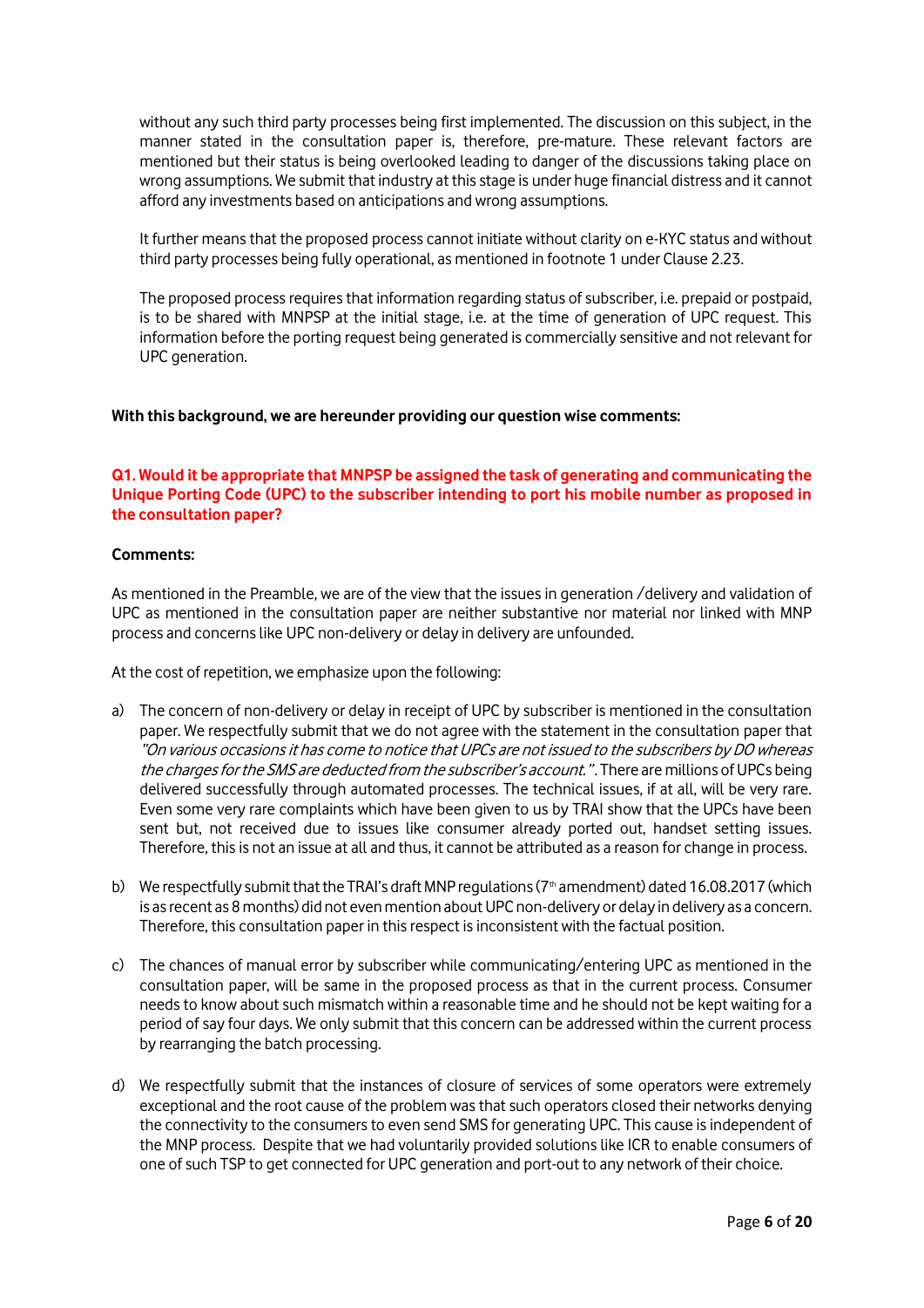without any such third party processes being first implemented. The discussion on this subject, in the manner stated in the consultation paper is, therefore, pre-mature. These relevant factors are mentioned but their status is being overlooked leading to danger of the discussions taking place on wrong assumptions. We submit that industry at this stage is under huge financial distress and it cannot afford any investments based on anticipations and wrong assumptions.

It further means that the proposed process cannot initiate without clarity on e-KYC status and without third party processes being fully operational, as mentioned in footnote 1 under Clause 2.23.

The proposed process requires that information regarding status of subscriber, i.e. prepaid or postpaid, is to be shared with MNPSP at the initial stage, i.e. at the time of generation of UPC request. This information before the porting request being generated is commercially sensitive and not relevant for UPC generation.

**With this background, we are hereunder providing our question wise comments:**

**Q1. Would it be appropriate that MNPSP be assigned the task of generating and communicating the Unique Porting Code (UPC) to the subscriber intending to port his mobile number as proposed in the consultation paper?**

**Comments:**

As mentioned in the Preamble, we are of the view that the issues in generation /delivery and validation of UPC as mentioned in the consultation paper are neither substantive nor material nor linked with MNP process and concerns like UPC non-delivery or delay in delivery are unfounded.

At the cost of repetition, we emphasize upon the following:

a) The concern of non-delivery or delay in receipt of UPC by subscriber is mentioned in the consultation paper. We respectfully submit that we do not agree with the statement in the consultation paper that *"On various occasions it has come to notice that UPCs are not issued to the subscribers by DO whereas the charges for the SMS are deducted from the subscriber's account."*. There are millions of UPCs being delivered successfully through automated processes. The technical issues, if at all, will be very rare. Even some very rare complaints which have been given to us by TRAI show that the UPCs have been sent but, not received due to issues like consumer already ported out, handset setting issues. Therefore, this is not an issue at all and thus, it cannot be attributed as a reason for change in process.

b) We respectfully submit that the TRAI's draft MNP regulations (7th amendment) dated 16.08.2017 (which is as recent as 8 months) did not even mention about UPC non-delivery or delay in delivery as a concern. Therefore, this consultation paper in this respect is inconsistent with the factual position.

c) The chances of manual error by subscriber while communicating/entering UPC as mentioned in the consultation paper, will be same in the proposed process as that in the current process. Consumer needs to know about such mismatch within a reasonable time and he should not be kept waiting for a period of say four days. We only submit that this concern can be addressed within the current process by rearranging the batch processing.

d) We respectfully submit that the instances of closure of services of some operators were extremely exceptional and the root cause of the problem was that such operators closed their networks denying the connectivity to the consumers to even send SMS for generating UPC. This cause is independent of the MNP process. Despite that we had voluntarily provided solutions like ICR to enable consumers of one of such TSP to get connected for UPC generation and port-out to any network of their choice.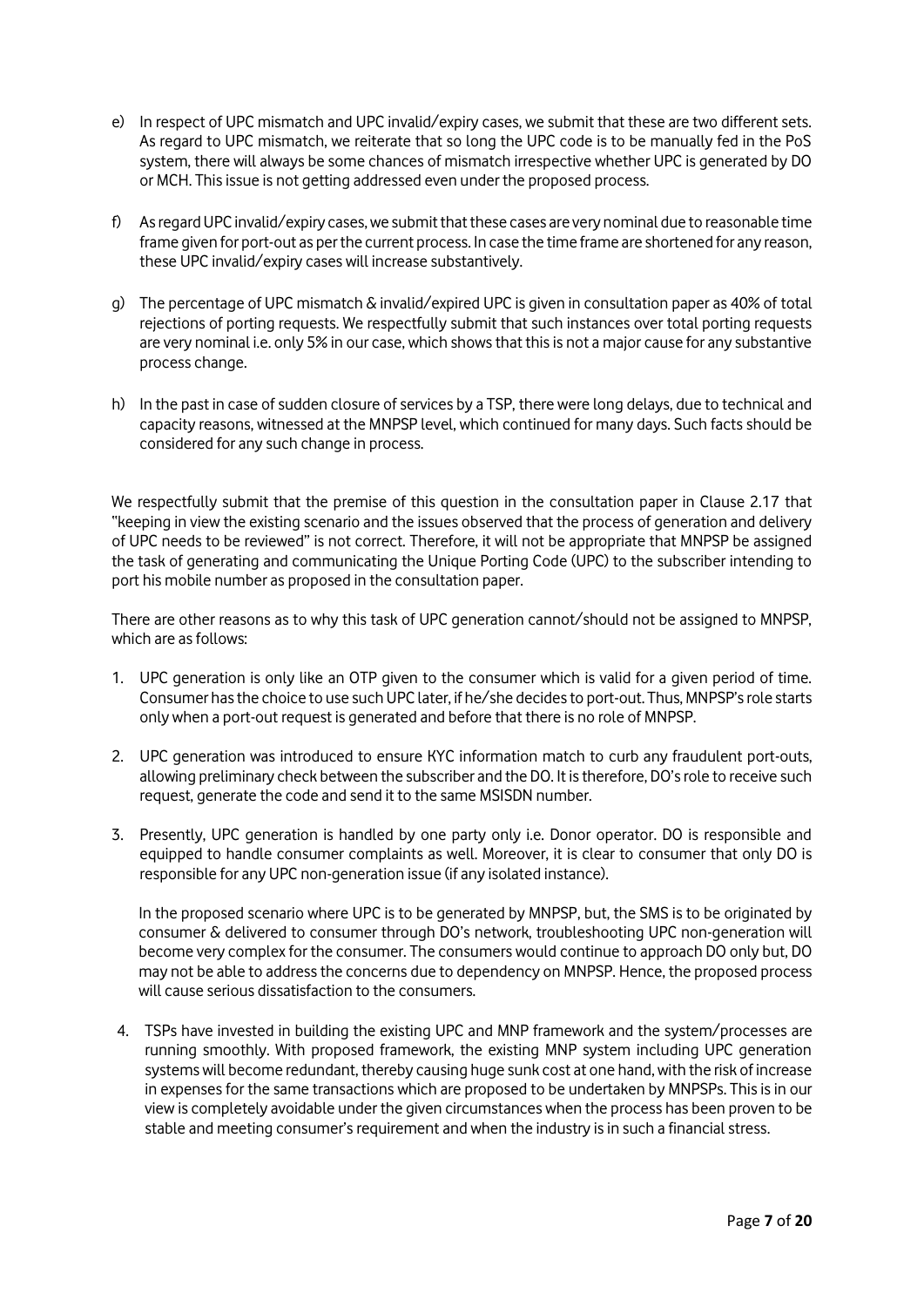e) In respect of UPC mismatch and UPC invalid/expiry cases, we submit that these are two different sets. As regard to UPC mismatch, we reiterate that so long the UPC code is to be manually fed in the PoS system, there will always be some chances of mismatch irrespective whether UPC is generated by DO or MCH. This issue is not getting addressed even under the proposed process.

f) As regard UPC invalid/expiry cases, we submit that these cases are very nominal due to reasonable time frame given for port-out as per the current process. In case the time frame are shortened for any reason, these UPC invalid/expiry cases will increase substantively.

g) The percentage of UPC mismatch & invalid/expired UPC is given in consultation paper as 40% of total rejections of porting requests. We respectfully submit that such instances over total porting requests are very nominal i.e. only 5% in our case, which shows that this is not a major cause for any substantive process change.

h) In the past in case of sudden closure of services by a TSP, there were long delays, due to technical and capacity reasons, witnessed at the MNPSP level, which continued for many days. Such facts should be considered for any such change in process.

We respectfully submit that the premise of this question in the consultation paper in Clause 2.17 that "keeping in view the existing scenario and the issues observed that the process of generation and delivery of UPC needs to be reviewed" is not correct. Therefore, it will not be appropriate that MNPSP be assigned the task of generating and communicating the Unique Porting Code (UPC) to the subscriber intending to port his mobile number as proposed in the consultation paper.

There are other reasons as to why this task of UPC generation cannot/should not be assigned to MNPSP, which are as follows:

1. UPC generation is only like an OTP given to the consumer which is valid for a given period of time. Consumer has the choice to use such UPC later, if he/she decides to port-out. Thus, MNPSP's role starts only when a port-out request is generated and before that there is no role of MNPSP.

2. UPC generation was introduced to ensure KYC information match to curb any fraudulent port-outs, allowing preliminary check between the subscriber and the DO. It is therefore, DO's role to receive such request, generate the code and send it to the same MSISDN number.

3. Presently, UPC generation is handled by one party only i.e. Donor operator. DO is responsible and equipped to handle consumer complaints as well. Moreover, it is clear to consumer that only DO is responsible for any UPC non-generation issue (if any isolated instance).

   In the proposed scenario where UPC is to be generated by MNPSP, but, the SMS is to be originated by consumer & delivered to consumer through DO's network, troubleshooting UPC non-generation will become very complex for the consumer. The consumers would continue to approach DO only but, DO may not be able to address the concerns due to dependency on MNPSP. Hence, the proposed process will cause serious dissatisfaction to the consumers.

4. TSPs have invested in building the existing UPC and MNP framework and the system/processes are running smoothly. With proposed framework, the existing MNP system including UPC generation systems will become redundant, thereby causing huge sunk cost at one hand, with the risk of increase in expenses for the same transactions which are proposed to be undertaken by MNPSPs. This is in our view is completely avoidable under the given circumstances when the process has been proven to be stable and meeting consumer's requirement and when the industry is in such a financial stress.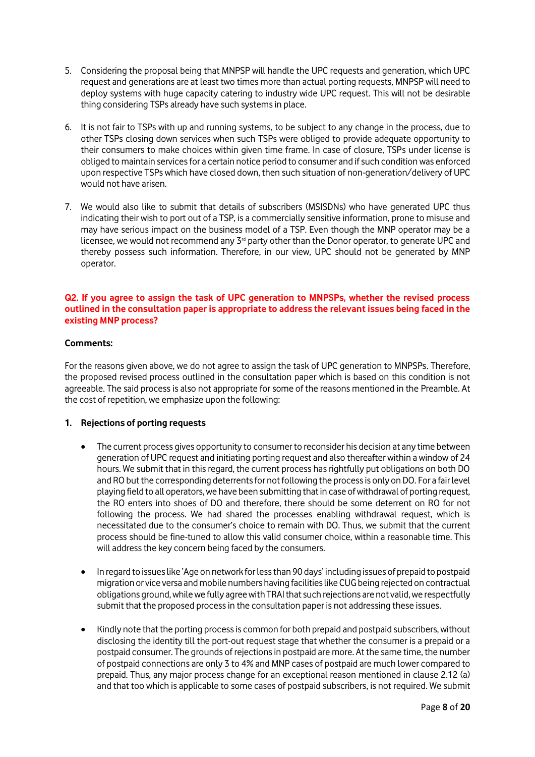5. Considering the proposal being that MNPSP will handle the UPC requests and generation, which UPC request and generations are at least two times more than actual porting requests, MNPSP will need to deploy systems with huge capacity catering to industry wide UPC request. This will not be desirable thing considering TSPs already have such systems in place.

6. It is not fair to TSPs with up and running systems, to be subject to any change in the process, due to other TSPs closing down services when such TSPs were obliged to provide adequate opportunity to their consumers to make choices within given time frame. In case of closure, TSPs under license is obliged to maintain services for a certain notice period to consumer and if such condition was enforced upon respective TSPs which have closed down, then such situation of non-generation/delivery of UPC would not have arisen.

7. We would also like to submit that details of subscribers (MSISDNs) who have generated UPC thus indicating their wish to port out of a TSP, is a commercially sensitive information, prone to misuse and may have serious impact on the business model of a TSP. Even though the MNP operator may be a licensee, we would not recommend any 3rd party other than the Donor operator, to generate UPC and thereby possess such information. Therefore, in our view, UPC should not be generated by MNP operator.

**Q2. If you agree to assign the task of UPC generation to MNPSPs, whether the revised process outlined in the consultation paper is appropriate to address the relevant issues being faced in the existing MNP process?**

**Comments:**

For the reasons given above, we do not agree to assign the task of UPC generation to MNPSPs. Therefore, the proposed revised process outlined in the consultation paper which is based on this condition is not agreeable. The said process is also not appropriate for some of the reasons mentioned in the Preamble. At the cost of repetition, we emphasize upon the following:

**1. Rejections of porting requests**

- The current process gives opportunity to consumer to reconsider his decision at any time between generation of UPC request and initiating porting request and also thereafter within a window of 24 hours. We submit that in this regard, the current process has rightfully put obligations on both DO and RO but the corresponding deterrents for not following the process is only on DO. For a fair level playing field to all operators, we have been submitting that in case of withdrawal of porting request, the RO enters into shoes of DO and therefore, there should be some deterrent on RO for not following the process. We had shared the processes enabling withdrawal request, which is necessitated due to the consumer's choice to remain with DO. Thus, we submit that the current process should be fine-tuned to allow this valid consumer choice, within a reasonable time. This will address the key concern being faced by the consumers.

- In regard to issues like 'Age on network for less than 90 days' including issues of prepaid to postpaid migration or vice versa and mobile numbers having facilities like CUG being rejected on contractual obligations ground, while we fully agree with TRAI that such rejections are not valid, we respectfully submit that the proposed process in the consultation paper is not addressing these issues.

- Kindly note that the porting process is common for both prepaid and postpaid subscribers, without disclosing the identity till the port-out request stage that whether the consumer is a prepaid or a postpaid consumer. The grounds of rejections in postpaid are more. At the same time, the number of postpaid connections are only 3 to 4% and MNP cases of postpaid are much lower compared to prepaid. Thus, any major process change for an exceptional reason mentioned in clause 2.12 (a) and that too which is applicable to some cases of postpaid subscribers, is not required. We submit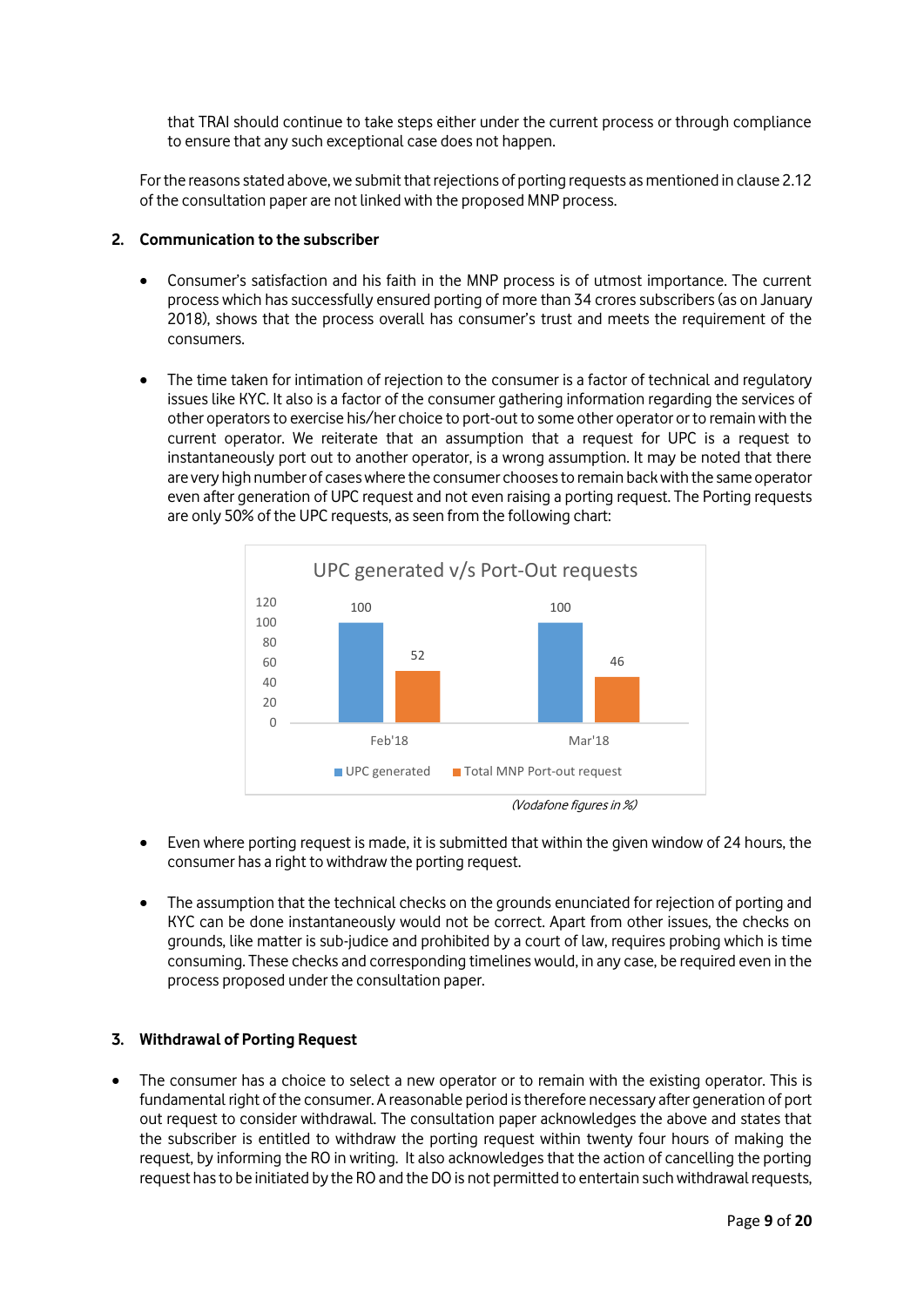that TRAI should continue to take steps either under the current process or through compliance to ensure that any such exceptional case does not happen.

For the reasons stated above, we submit that rejections of porting requests as mentioned in clause 2.12 of the consultation paper are not linked with the proposed MNP process.

**2. Communication to the subscriber**

- Consumer's satisfaction and his faith in the MNP process is of utmost importance. The current process which has successfully ensured porting of more than 34 crores subscribers (as on January 2018), shows that the process overall has consumer's trust and meets the requirement of the consumers.

- The time taken for intimation of rejection to the consumer is a factor of technical and regulatory issues like KYC. It also is a factor of the consumer gathering information regarding the services of other operators to exercise his/her choice to port-out to some other operator or to remain with the current operator. We reiterate that an assumption that a request for UPC is a request to instantaneously port out to another operator, is a wrong assumption. It may be noted that there are very high number of cases where the consumer chooses to remain back with the same operator even after generation of UPC request and not even raising a porting request. The Porting requests are only 50% of the UPC requests, as seen from the following chart:

UPC generated v/s Port-Out requests

| | UPC generated | Total MNP Port-out request |
|---|---|---|
| Feb'18 | 100 | 52 |
| Mar'18 | 100 | 46 |

*(Vodafone figures in %)*

- Even where porting request is made, it is submitted that within the given window of 24 hours, the consumer has a right to withdraw the porting request.

- The assumption that the technical checks on the grounds enunciated for rejection of porting and KYC can be done instantaneously would not be correct. Apart from other issues, the checks on grounds, like matter is sub-judice and prohibited by a court of law, requires probing which is time consuming. These checks and corresponding timelines would, in any case, be required even in the process proposed under the consultation paper.

**3. Withdrawal of Porting Request**

- The consumer has a choice to select a new operator or to remain with the existing operator. This is fundamental right of the consumer. A reasonable period is therefore necessary after generation of port out request to consider withdrawal. The consultation paper acknowledges the above and states that the subscriber is entitled to withdraw the porting request within twenty four hours of making the request, by informing the RO in writing. It also acknowledges that the action of cancelling the porting request has to be initiated by the RO and the DO is not permitted to entertain such withdrawal requests,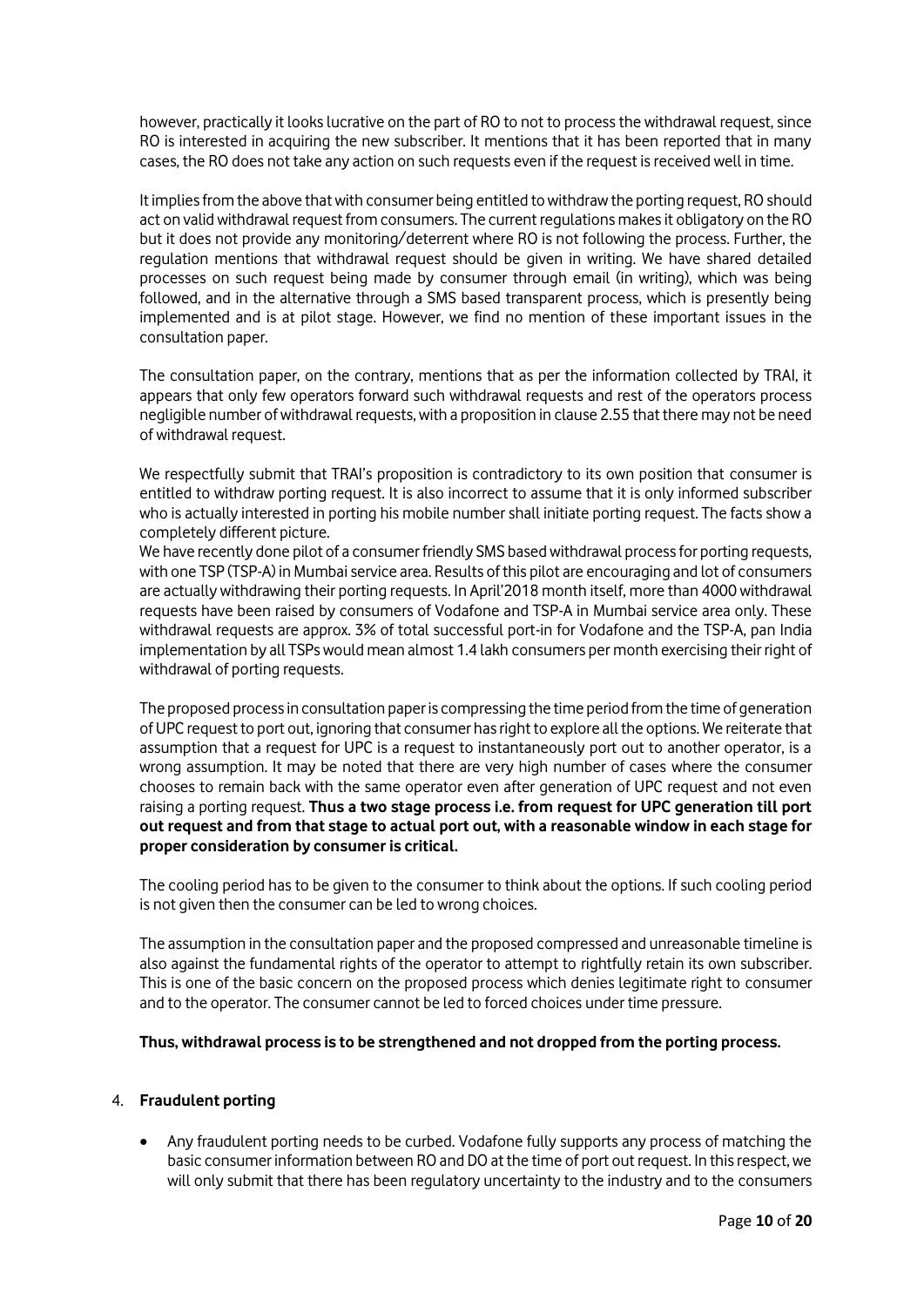however, practically it looks lucrative on the part of RO to not to process the withdrawal request, since RO is interested in acquiring the new subscriber. It mentions that it has been reported that in many cases, the RO does not take any action on such requests even if the request is received well in time.

It implies from the above that with consumer being entitled to withdraw the porting request, RO should act on valid withdrawal request from consumers. The current regulations makes it obligatory on the RO but it does not provide any monitoring/deterrent where RO is not following the process. Further, the regulation mentions that withdrawal request should be given in writing. We have shared detailed processes on such request being made by consumer through email (in writing), which was being followed, and in the alternative through a SMS based transparent process, which is presently being implemented and is at pilot stage. However, we find no mention of these important issues in the consultation paper.

The consultation paper, on the contrary, mentions that as per the information collected by TRAI, it appears that only few operators forward such withdrawal requests and rest of the operators process negligible number of withdrawal requests, with a proposition in clause 2.55 that there may not be need of withdrawal request.

We respectfully submit that TRAI's proposition is contradictory to its own position that consumer is entitled to withdraw porting request. It is also incorrect to assume that it is only informed subscriber who is actually interested in porting his mobile number shall initiate porting request. The facts show a completely different picture.
We have recently done pilot of a consumer friendly SMS based withdrawal process for porting requests, with one TSP (TSP-A) in Mumbai service area. Results of this pilot are encouraging and lot of consumers are actually withdrawing their porting requests. In April'2018 month itself, more than 4000 withdrawal requests have been raised by consumers of Vodafone and TSP-A in Mumbai service area only. These withdrawal requests are approx. 3% of total successful port-in for Vodafone and the TSP-A, pan India implementation by all TSPs would mean almost 1.4 lakh consumers per month exercising their right of withdrawal of porting requests.

The proposed process in consultation paper is compressing the time period from the time of generation of UPC request to port out, ignoring that consumer has right to explore all the options. We reiterate that assumption that a request for UPC is a request to instantaneously port out to another operator, is a wrong assumption. It may be noted that there are very high number of cases where the consumer chooses to remain back with the same operator even after generation of UPC request and not even raising a porting request. **Thus a two stage process i.e. from request for UPC generation till port out request and from that stage to actual port out, with a reasonable window in each stage for proper consideration by consumer is critical.**

The cooling period has to be given to the consumer to think about the options. If such cooling period is not given then the consumer can be led to wrong choices.

The assumption in the consultation paper and the proposed compressed and unreasonable timeline is also against the fundamental rights of the operator to attempt to rightfully retain its own subscriber. This is one of the basic concern on the proposed process which denies legitimate right to consumer and to the operator. The consumer cannot be led to forced choices under time pressure.

**Thus, withdrawal process is to be strengthened and not dropped from the porting process.**

4. **Fraudulent porting**

- Any fraudulent porting needs to be curbed. Vodafone fully supports any process of matching the basic consumer information between RO and DO at the time of port out request. In this respect, we will only submit that there has been regulatory uncertainty to the industry and to the consumers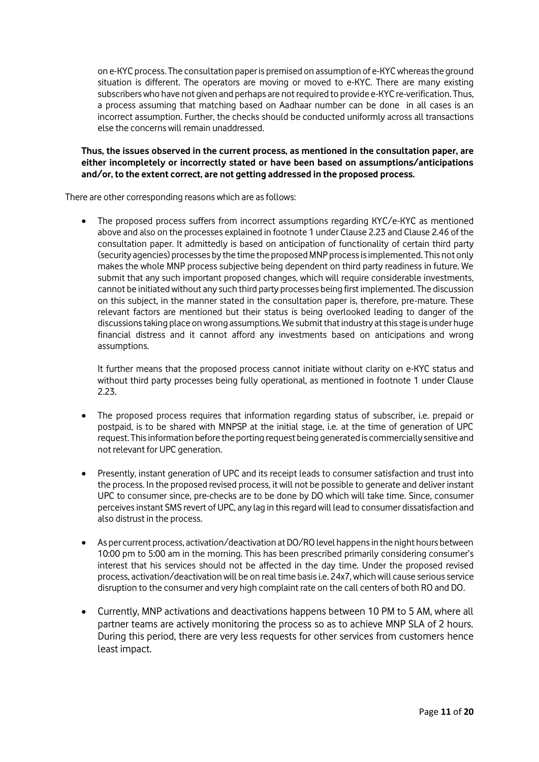on e-KYC process. The consultation paper is premised on assumption of e-KYC whereas the ground situation is different. The operators are moving or moved to e-KYC. There are many existing subscribers who have not given and perhaps are not required to provide e-KYC re-verification. Thus, a process assuming that matching based on Aadhaar number can be done in all cases is an incorrect assumption. Further, the checks should be conducted uniformly across all transactions else the concerns will remain unaddressed.

**Thus, the issues observed in the current process, as mentioned in the consultation paper, are either incompletely or incorrectly stated or have been based on assumptions/anticipations and/or, to the extent correct, are not getting addressed in the proposed process.**

There are other corresponding reasons which are as follows:

- The proposed process suffers from incorrect assumptions regarding KYC/e-KYC as mentioned above and also on the processes explained in footnote 1 under Clause 2.23 and Clause 2.46 of the consultation paper. It admittedly is based on anticipation of functionality of certain third party (security agencies) processes by the time the proposed MNP process is implemented. This not only makes the whole MNP process subjective being dependent on third party readiness in future. We submit that any such important proposed changes, which will require considerable investments, cannot be initiated without any such third party processes being first implemented. The discussion on this subject, in the manner stated in the consultation paper is, therefore, pre-mature. These relevant factors are mentioned but their status is being overlooked leading to danger of the discussions taking place on wrong assumptions. We submit that industry at this stage is under huge financial distress and it cannot afford any investments based on anticipations and wrong assumptions.

  It further means that the proposed process cannot initiate without clarity on e-KYC status and without third party processes being fully operational, as mentioned in footnote 1 under Clause 2.23.

- The proposed process requires that information regarding status of subscriber, i.e. prepaid or postpaid, is to be shared with MNPSP at the initial stage, i.e. at the time of generation of UPC request. This information before the porting request being generated is commercially sensitive and not relevant for UPC generation.

- Presently, instant generation of UPC and its receipt leads to consumer satisfaction and trust into the process. In the proposed revised process, it will not be possible to generate and deliver instant UPC to consumer since, pre-checks are to be done by DO which will take time. Since, consumer perceives instant SMS revert of UPC, any lag in this regard will lead to consumer dissatisfaction and also distrust in the process.

- As per current process, activation/deactivation at DO/RO level happens in the night hours between 10:00 pm to 5:00 am in the morning. This has been prescribed primarily considering consumer's interest that his services should not be affected in the day time. Under the proposed revised process, activation/deactivation will be on real time basis i.e. 24x7, which will cause serious service disruption to the consumer and very high complaint rate on the call centers of both RO and DO.

- Currently, MNP activations and deactivations happens between 10 PM to 5 AM, where all partner teams are actively monitoring the process so as to achieve MNP SLA of 2 hours. During this period, there are very less requests for other services from customers hence least impact.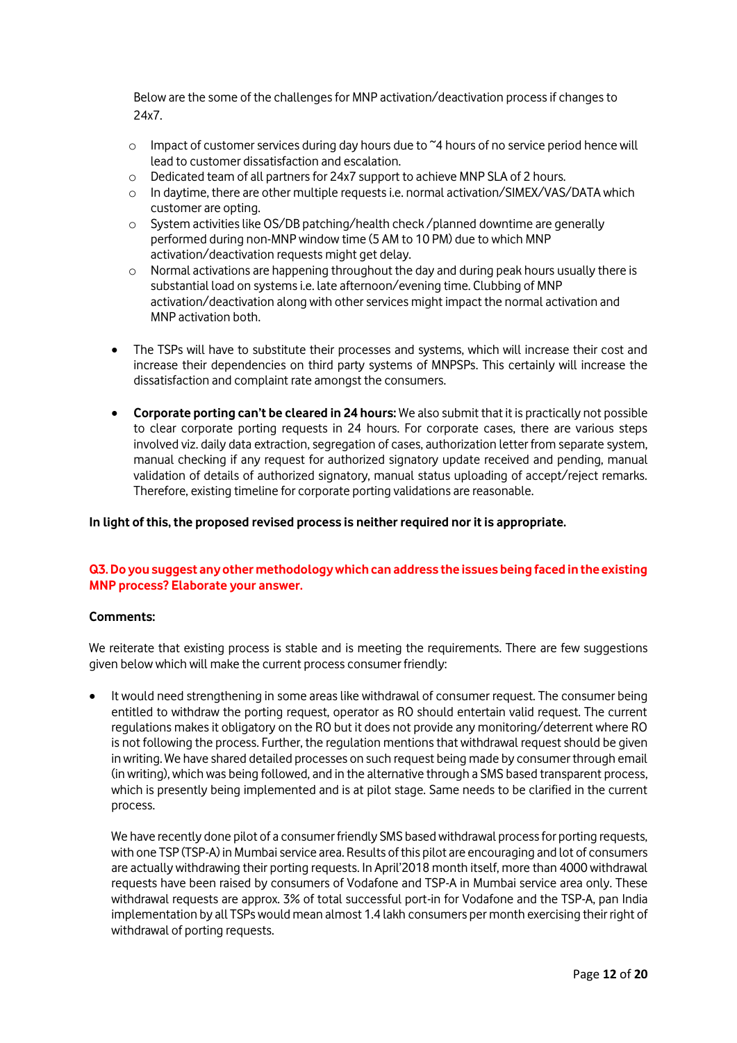Below are the some of the challenges for MNP activation/deactivation process if changes to 24x7.

- Impact of customer services during day hours due to ~4 hours of no service period hence will lead to customer dissatisfaction and escalation.
- Dedicated team of all partners for 24x7 support to achieve MNP SLA of 2 hours.
- In daytime, there are other multiple requests i.e. normal activation/SIMEX/VAS/DATA which customer are opting.
- System activities like OS/DB patching/health check /planned downtime are generally performed during non-MNP window time (5 AM to 10 PM) due to which MNP activation/deactivation requests might get delay.
- Normal activations are happening throughout the day and during peak hours usually there is substantial load on systems i.e. late afternoon/evening time. Clubbing of MNP activation/deactivation along with other services might impact the normal activation and MNP activation both.

- The TSPs will have to substitute their processes and systems, which will increase their cost and increase their dependencies on third party systems of MNPSPs. This certainly will increase the dissatisfaction and complaint rate amongst the consumers.

- **Corporate porting can't be cleared in 24 hours:** We also submit that it is practically not possible to clear corporate porting requests in 24 hours. For corporate cases, there are various steps involved viz. daily data extraction, segregation of cases, authorization letter from separate system, manual checking if any request for authorized signatory update received and pending, manual validation of details of authorized signatory, manual status uploading of accept/reject remarks. Therefore, existing timeline for corporate porting validations are reasonable.

**In light of this, the proposed revised process is neither required nor it is appropriate.**

**Q3. Do you suggest any other methodology which can address the issues being faced in the existing MNP process? Elaborate your answer.**

**Comments:**

We reiterate that existing process is stable and is meeting the requirements. There are few suggestions given below which will make the current process consumer friendly:

- It would need strengthening in some areas like withdrawal of consumer request. The consumer being entitled to withdraw the porting request, operator as RO should entertain valid request. The current regulations makes it obligatory on the RO but it does not provide any monitoring/deterrent where RO is not following the process. Further, the regulation mentions that withdrawal request should be given in writing. We have shared detailed processes on such request being made by consumer through email (in writing), which was being followed, and in the alternative through a SMS based transparent process, which is presently being implemented and is at pilot stage. Same needs to be clarified in the current process.

  We have recently done pilot of a consumer friendly SMS based withdrawal process for porting requests, with one TSP (TSP-A) in Mumbai service area. Results of this pilot are encouraging and lot of consumers are actually withdrawing their porting requests. In April'2018 month itself, more than 4000 withdrawal requests have been raised by consumers of Vodafone and TSP-A in Mumbai service area only. These withdrawal requests are approx. 3% of total successful port-in for Vodafone and the TSP-A, pan India implementation by all TSPs would mean almost 1.4 lakh consumers per month exercising their right of withdrawal of porting requests.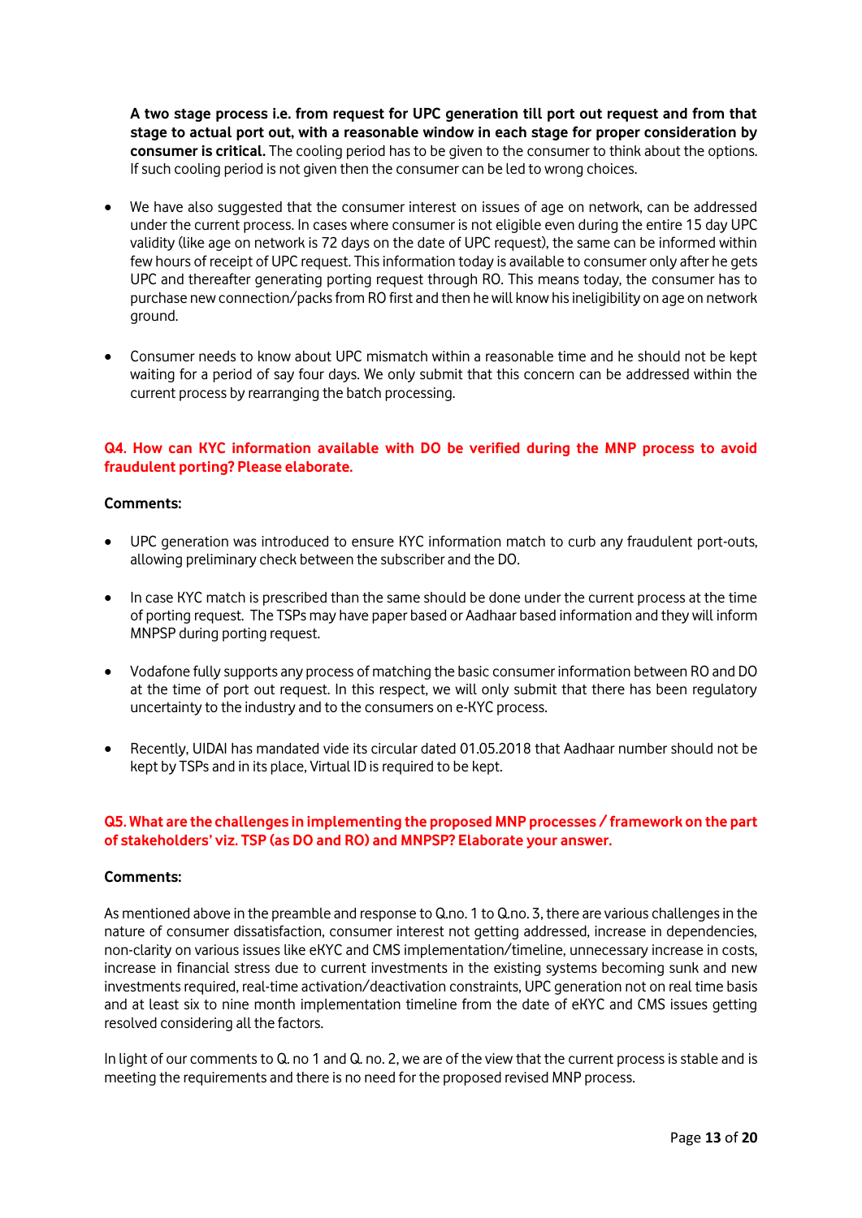**A two stage process i.e. from request for UPC generation till port out request and from that stage to actual port out, with a reasonable window in each stage for proper consideration by consumer is critical.** The cooling period has to be given to the consumer to think about the options. If such cooling period is not given then the consumer can be led to wrong choices.

- We have also suggested that the consumer interest on issues of age on network, can be addressed under the current process. In cases where consumer is not eligible even during the entire 15 day UPC validity (like age on network is 72 days on the date of UPC request), the same can be informed within few hours of receipt of UPC request. This information today is available to consumer only after he gets UPC and thereafter generating porting request through RO. This means today, the consumer has to purchase new connection/packs from RO first and then he will know his ineligibility on age on network ground.

- Consumer needs to know about UPC mismatch within a reasonable time and he should not be kept waiting for a period of say four days. We only submit that this concern can be addressed within the current process by rearranging the batch processing.

### Q4. How can KYC information available with DO be verified during the MNP process to avoid fraudulent porting? Please elaborate.

**Comments:**

- UPC generation was introduced to ensure KYC information match to curb any fraudulent port-outs, allowing preliminary check between the subscriber and the DO.

- In case KYC match is prescribed than the same should be done under the current process at the time of porting request. The TSPs may have paper based or Aadhaar based information and they will inform MNPSP during porting request.

- Vodafone fully supports any process of matching the basic consumer information between RO and DO at the time of port out request. In this respect, we will only submit that there has been regulatory uncertainty to the industry and to the consumers on e-KYC process.

- Recently, UIDAI has mandated vide its circular dated 01.05.2018 that Aadhaar number should not be kept by TSPs and in its place, Virtual ID is required to be kept.

### Q5. What are the challenges in implementing the proposed MNP processes / framework on the part of stakeholders' viz. TSP (as DO and RO) and MNPSP? Elaborate your answer.

**Comments:**

As mentioned above in the preamble and response to Q.no. 1 to Q.no. 3, there are various challenges in the nature of consumer dissatisfaction, consumer interest not getting addressed, increase in dependencies, non-clarity on various issues like eKYC and CMS implementation/timeline, unnecessary increase in costs, increase in financial stress due to current investments in the existing systems becoming sunk and new investments required, real-time activation/deactivation constraints, UPC generation not on real time basis and at least six to nine month implementation timeline from the date of eKYC and CMS issues getting resolved considering all the factors.

In light of our comments to Q. no 1 and Q. no. 2, we are of the view that the current process is stable and is meeting the requirements and there is no need for the proposed revised MNP process.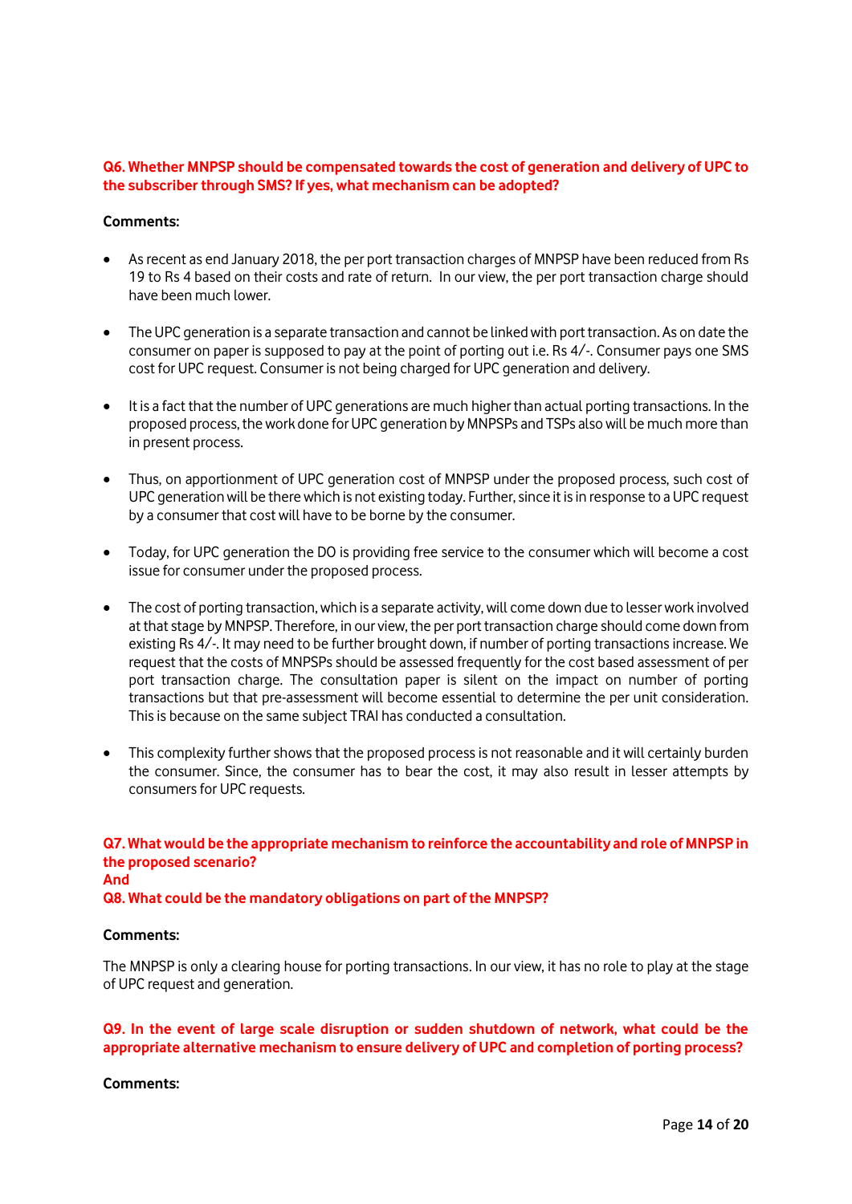**Q6. Whether MNPSP should be compensated towards the cost of generation and delivery of UPC to the subscriber through SMS? If yes, what mechanism can be adopted?**

**Comments:**

- As recent as end January 2018, the per port transaction charges of MNPSP have been reduced from Rs 19 to Rs 4 based on their costs and rate of return. In our view, the per port transaction charge should have been much lower.

- The UPC generation is a separate transaction and cannot be linked with port transaction. As on date the consumer on paper is supposed to pay at the point of porting out i.e. Rs 4/-. Consumer pays one SMS cost for UPC request. Consumer is not being charged for UPC generation and delivery.

- It is a fact that the number of UPC generations are much higher than actual porting transactions. In the proposed process, the work done for UPC generation by MNPSPs and TSPs also will be much more than in present process.

- Thus, on apportionment of UPC generation cost of MNPSP under the proposed process, such cost of UPC generation will be there which is not existing today. Further, since it is in response to a UPC request by a consumer that cost will have to be borne by the consumer.

- Today, for UPC generation the DO is providing free service to the consumer which will become a cost issue for consumer under the proposed process.

- The cost of porting transaction, which is a separate activity, will come down due to lesser work involved at that stage by MNPSP. Therefore, in our view, the per port transaction charge should come down from existing Rs 4/-. It may need to be further brought down, if number of porting transactions increase. We request that the costs of MNPSPs should be assessed frequently for the cost based assessment of per port transaction charge. The consultation paper is silent on the impact on number of porting transactions but that pre-assessment will become essential to determine the per unit consideration. This is because on the same subject TRAI has conducted a consultation.

- This complexity further shows that the proposed process is not reasonable and it will certainly burden the consumer. Since, the consumer has to bear the cost, it may also result in lesser attempts by consumers for UPC requests.

**Q7. What would be the appropriate mechanism to reinforce the accountability and role of MNPSP in the proposed scenario?**
**And**
**Q8. What could be the mandatory obligations on part of the MNPSP?**

**Comments:**

The MNPSP is only a clearing house for porting transactions. In our view, it has no role to play at the stage of UPC request and generation.

**Q9. In the event of large scale disruption or sudden shutdown of network, what could be the appropriate alternative mechanism to ensure delivery of UPC and completion of porting process?**

**Comments:**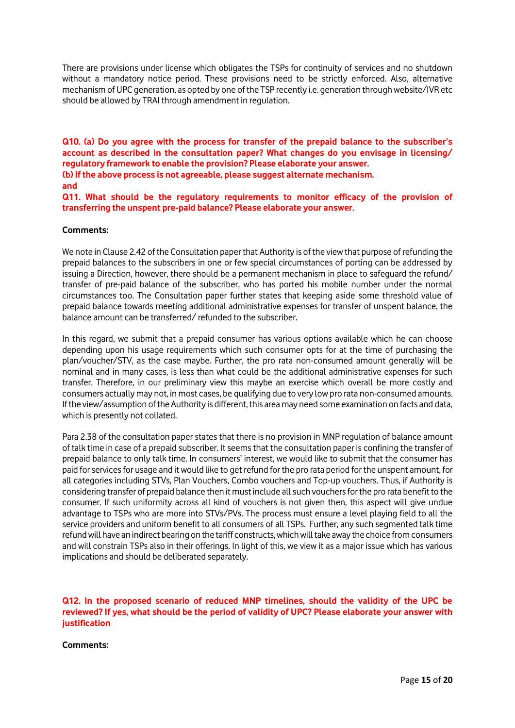There are provisions under license which obligates the TSPs for continuity of services and no shutdown without a mandatory notice period. These provisions need to be strictly enforced. Also, alternative mechanism of UPC generation, as opted by one of the TSP recently i.e. generation through website/IVR etc should be allowed by TRAI through amendment in regulation.

**Q10. (a) Do you agree with the process for transfer of the prepaid balance to the subscriber's account as described in the consultation paper? What changes do you envisage in licensing/ regulatory framework to enable the provision? Please elaborate your answer.**
**(b) If the above process is not agreeable, please suggest alternate mechanism.**
**and**
**Q11. What should be the regulatory requirements to monitor efficacy of the provision of transferring the unspent pre-paid balance? Please elaborate your answer.**

**Comments:**

We note in Clause 2.42 of the Consultation paper that Authority is of the view that purpose of refunding the prepaid balances to the subscribers in one or few special circumstances of porting can be addressed by issuing a Direction, however, there should be a permanent mechanism in place to safeguard the refund/ transfer of pre-paid balance of the subscriber, who has ported his mobile number under the normal circumstances too. The Consultation paper further states that keeping aside some threshold value of prepaid balance towards meeting additional administrative expenses for transfer of unspent balance, the balance amount can be transferred/ refunded to the subscriber.

In this regard, we submit that a prepaid consumer has various options available which he can choose depending upon his usage requirements which such consumer opts for at the time of purchasing the plan/voucher/STV, as the case maybe. Further, the pro rata non-consumed amount generally will be nominal and in many cases, is less than what could be the additional administrative expenses for such transfer. Therefore, in our preliminary view this maybe an exercise which overall be more costly and consumers actually may not, in most cases, be qualifying due to very low pro rata non-consumed amounts. If the view/assumption of the Authority is different, this area may need some examination on facts and data, which is presently not collated.

Para 2.38 of the consultation paper states that there is no provision in MNP regulation of balance amount of talk time in case of a prepaid subscriber. It seems that the consultation paper is confining the transfer of prepaid balance to only talk time. In consumers' interest, we would like to submit that the consumer has paid for services for usage and it would like to get refund for the pro rata period for the unspent amount, for all categories including STVs, Plan Vouchers, Combo vouchers and Top-up vouchers. Thus, if Authority is considering transfer of prepaid balance then it must include all such vouchers for the pro rata benefit to the consumer. If such uniformity across all kind of vouchers is not given then, this aspect will give undue advantage to TSPs who are more into STVs/PVs. The process must ensure a level playing field to all the service providers and uniform benefit to all consumers of all TSPs. Further, any such segmented talk time refund will have an indirect bearing on the tariff constructs, which will take away the choice from consumers and will constrain TSPs also in their offerings. In light of this, we view it as a major issue which has various implications and should be deliberated separately.

**Q12. In the proposed scenario of reduced MNP timelines, should the validity of the UPC be reviewed? If yes, what should be the period of validity of UPC? Please elaborate your answer with justification**

**Comments:**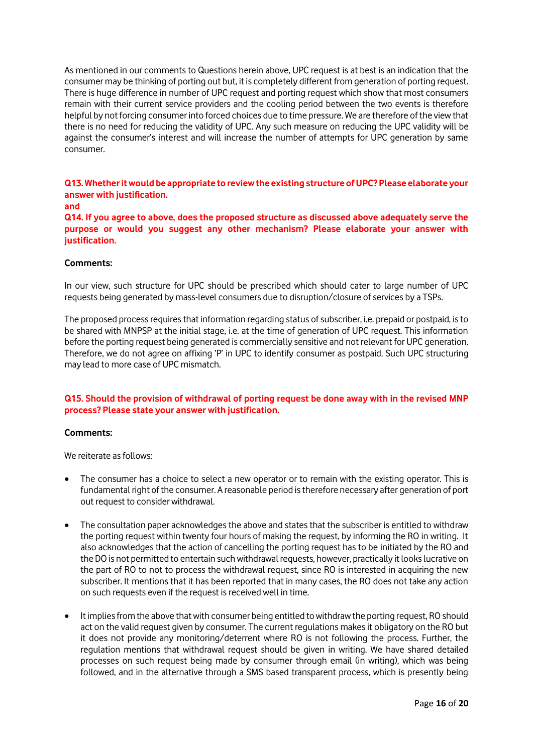As mentioned in our comments to Questions herein above, UPC request is at best is an indication that the consumer may be thinking of porting out but, it is completely different from generation of porting request. There is huge difference in number of UPC request and porting request which show that most consumers remain with their current service providers and the cooling period between the two events is therefore helpful by not forcing consumer into forced choices due to time pressure. We are therefore of the view that there is no need for reducing the validity of UPC. Any such measure on reducing the UPC validity will be against the consumer's interest and will increase the number of attempts for UPC generation by same consumer.

**Q13. Whether it would be appropriate to review the existing structure of UPC? Please elaborate your answer with justification.**
**and**
**Q14. If you agree to above, does the proposed structure as discussed above adequately serve the purpose or would you suggest any other mechanism? Please elaborate your answer with justification.**

**Comments:**

In our view, such structure for UPC should be prescribed which should cater to large number of UPC requests being generated by mass-level consumers due to disruption/closure of services by a TSPs.

The proposed process requires that information regarding status of subscriber, i.e. prepaid or postpaid, is to be shared with MNPSP at the initial stage, i.e. at the time of generation of UPC request. This information before the porting request being generated is commercially sensitive and not relevant for UPC generation. Therefore, we do not agree on affixing 'P' in UPC to identify consumer as postpaid. Such UPC structuring may lead to more case of UPC mismatch.

**Q15. Should the provision of withdrawal of porting request be done away with in the revised MNP process? Please state your answer with justification.**

**Comments:**

We reiterate as follows:

- The consumer has a choice to select a new operator or to remain with the existing operator. This is fundamental right of the consumer. A reasonable period is therefore necessary after generation of port out request to consider withdrawal.
- The consultation paper acknowledges the above and states that the subscriber is entitled to withdraw the porting request within twenty four hours of making the request, by informing the RO in writing. It also acknowledges that the action of cancelling the porting request has to be initiated by the RO and the DO is not permitted to entertain such withdrawal requests, however, practically it looks lucrative on the part of RO to not to process the withdrawal request, since RO is interested in acquiring the new subscriber. It mentions that it has been reported that in many cases, the RO does not take any action on such requests even if the request is received well in time.
- It implies from the above that with consumer being entitled to withdraw the porting request, RO should act on the valid request given by consumer. The current regulations makes it obligatory on the RO but it does not provide any monitoring/deterrent where RO is not following the process. Further, the regulation mentions that withdrawal request should be given in writing. We have shared detailed processes on such request being made by consumer through email (in writing), which was being followed, and in the alternative through a SMS based transparent process, which is presently being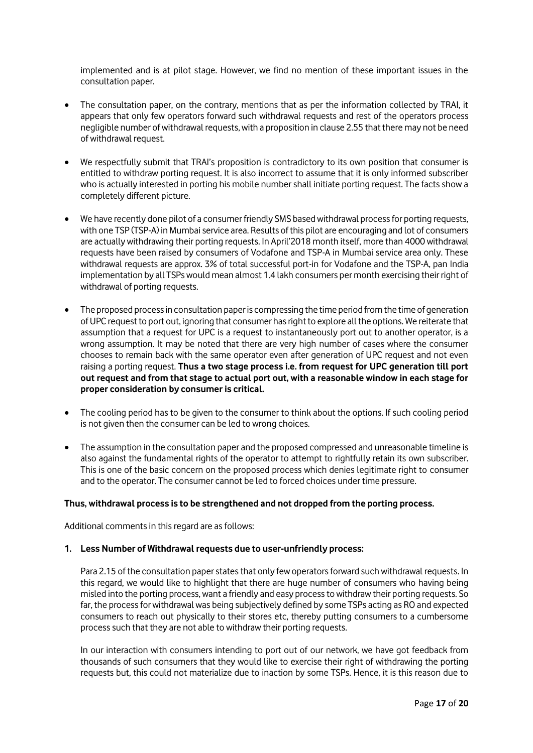implemented and is at pilot stage. However, we find no mention of these important issues in the consultation paper.

- The consultation paper, on the contrary, mentions that as per the information collected by TRAI, it appears that only few operators forward such withdrawal requests and rest of the operators process negligible number of withdrawal requests, with a proposition in clause 2.55 that there may not be need of withdrawal request.

- We respectfully submit that TRAI's proposition is contradictory to its own position that consumer is entitled to withdraw porting request. It is also incorrect to assume that it is only informed subscriber who is actually interested in porting his mobile number shall initiate porting request. The facts show a completely different picture.

- We have recently done pilot of a consumer friendly SMS based withdrawal process for porting requests, with one TSP (TSP-A) in Mumbai service area. Results of this pilot are encouraging and lot of consumers are actually withdrawing their porting requests. In April'2018 month itself, more than 4000 withdrawal requests have been raised by consumers of Vodafone and TSP-A in Mumbai service area only. These withdrawal requests are approx. 3% of total successful port-in for Vodafone and the TSP-A, pan India implementation by all TSPs would mean almost 1.4 lakh consumers per month exercising their right of withdrawal of porting requests.

- The proposed process in consultation paper is compressing the time period from the time of generation of UPC request to port out, ignoring that consumer has right to explore all the options. We reiterate that assumption that a request for UPC is a request to instantaneously port out to another operator, is a wrong assumption. It may be noted that there are very high number of cases where the consumer chooses to remain back with the same operator even after generation of UPC request and not even raising a porting request. **Thus a two stage process i.e. from request for UPC generation till port out request and from that stage to actual port out, with a reasonable window in each stage for proper consideration by consumer is critical.**

- The cooling period has to be given to the consumer to think about the options. If such cooling period is not given then the consumer can be led to wrong choices.

- The assumption in the consultation paper and the proposed compressed and unreasonable timeline is also against the fundamental rights of the operator to attempt to rightfully retain its own subscriber. This is one of the basic concern on the proposed process which denies legitimate right to consumer and to the operator. The consumer cannot be led to forced choices under time pressure.

**Thus, withdrawal process is to be strengthened and not dropped from the porting process.**

Additional comments in this regard are as follows:

**1. Less Number of Withdrawal requests due to user-unfriendly process:**

Para 2.15 of the consultation paper states that only few operators forward such withdrawal requests. In this regard, we would like to highlight that there are huge number of consumers who having being misled into the porting process, want a friendly and easy process to withdraw their porting requests. So far, the process for withdrawal was being subjectively defined by some TSPs acting as RO and expected consumers to reach out physically to their stores etc, thereby putting consumers to a cumbersome process such that they are not able to withdraw their porting requests.

In our interaction with consumers intending to port out of our network, we have got feedback from thousands of such consumers that they would like to exercise their right of withdrawing the porting requests but, this could not materialize due to inaction by some TSPs. Hence, it is this reason due to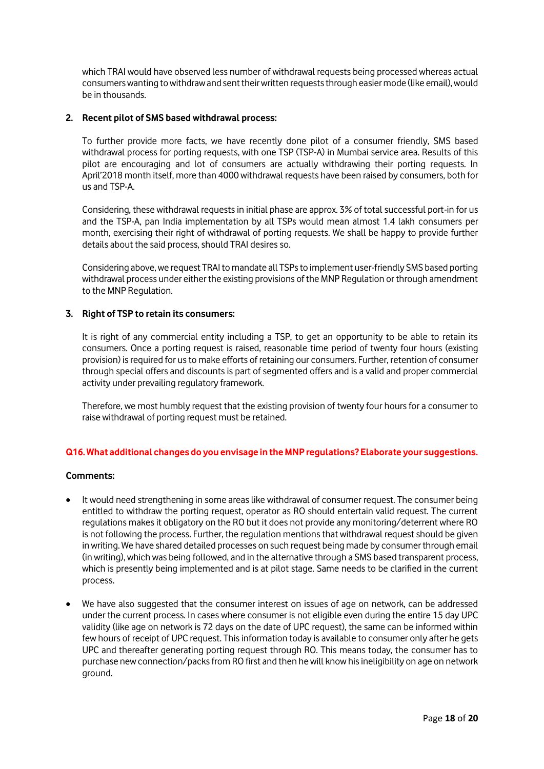which TRAI would have observed less number of withdrawal requests being processed whereas actual consumers wanting to withdraw and sent their written requests through easier mode (like email), would be in thousands.

**2. Recent pilot of SMS based withdrawal process:**

To further provide more facts, we have recently done pilot of a consumer friendly, SMS based withdrawal process for porting requests, with one TSP (TSP-A) in Mumbai service area. Results of this pilot are encouraging and lot of consumers are actually withdrawing their porting requests. In April'2018 month itself, more than 4000 withdrawal requests have been raised by consumers, both for us and TSP-A.

Considering, these withdrawal requests in initial phase are approx. 3% of total successful port-in for us and the TSP-A, pan India implementation by all TSPs would mean almost 1.4 lakh consumers per month, exercising their right of withdrawal of porting requests. We shall be happy to provide further details about the said process, should TRAI desires so.

Considering above, we request TRAI to mandate all TSPs to implement user-friendly SMS based porting withdrawal process under either the existing provisions of the MNP Regulation or through amendment to the MNP Regulation.

**3. Right of TSP to retain its consumers:**

It is right of any commercial entity including a TSP, to get an opportunity to be able to retain its consumers. Once a porting request is raised, reasonable time period of twenty four hours (existing provision) is required for us to make efforts of retaining our consumers. Further, retention of consumer through special offers and discounts is part of segmented offers and is a valid and proper commercial activity under prevailing regulatory framework.

Therefore, we most humbly request that the existing provision of twenty four hours for a consumer to raise withdrawal of porting request must be retained.

**Q16. What additional changes do you envisage in the MNP regulations? Elaborate your suggestions.**

**Comments:**

- It would need strengthening in some areas like withdrawal of consumer request. The consumer being entitled to withdraw the porting request, operator as RO should entertain valid request. The current regulations makes it obligatory on the RO but it does not provide any monitoring/deterrent where RO is not following the process. Further, the regulation mentions that withdrawal request should be given in writing. We have shared detailed processes on such request being made by consumer through email (in writing), which was being followed, and in the alternative through a SMS based transparent process, which is presently being implemented and is at pilot stage. Same needs to be clarified in the current process.

- We have also suggested that the consumer interest on issues of age on network, can be addressed under the current process. In cases where consumer is not eligible even during the entire 15 day UPC validity (like age on network is 72 days on the date of UPC request), the same can be informed within few hours of receipt of UPC request. This information today is available to consumer only after he gets UPC and thereafter generating porting request through RO. This means today, the consumer has to purchase new connection/packs from RO first and then he will know his ineligibility on age on network ground.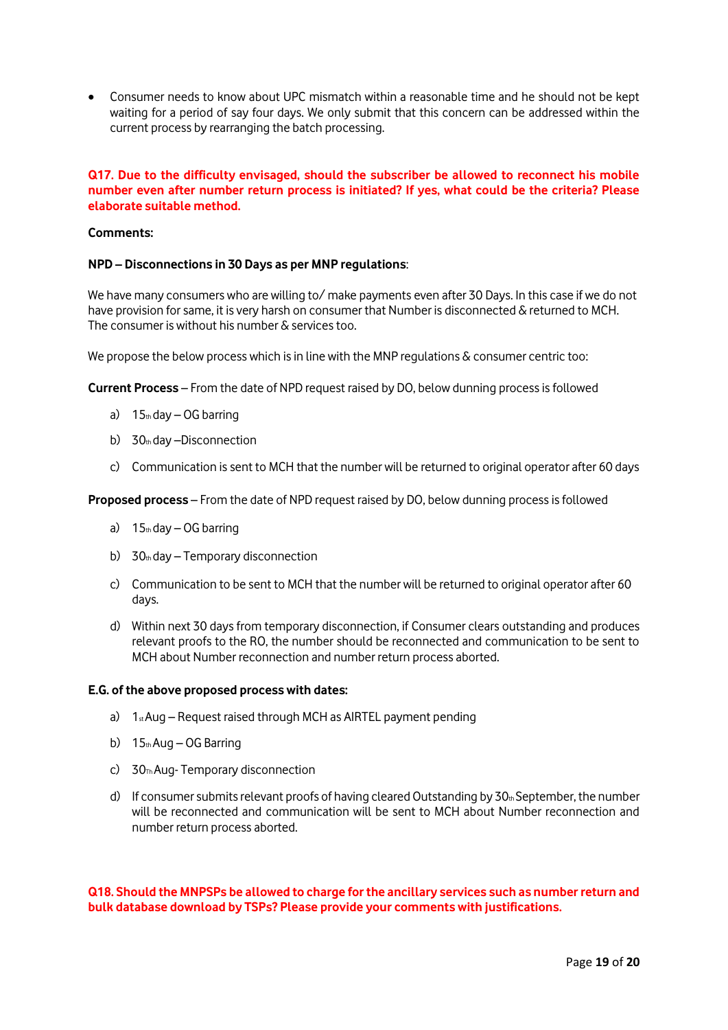- Consumer needs to know about UPC mismatch within a reasonable time and he should not be kept waiting for a period of say four days. We only submit that this concern can be addressed within the current process by rearranging the batch processing.

**Q17. Due to the difficulty envisaged, should the subscriber be allowed to reconnect his mobile number even after number return process is initiated? If yes, what could be the criteria? Please elaborate suitable method.**

**Comments:**

**NPD – Disconnections in 30 Days as per MNP regulations**:

We have many consumers who are willing to/ make payments even after 30 Days. In this case if we do not have provision for same, it is very harsh on consumer that Number is disconnected & returned to MCH. The consumer is without his number & services too.

We propose the below process which is in line with the MNP regulations & consumer centric too:

**Current Process** – From the date of NPD request raised by DO, below dunning process is followed

a) 15th day – OG barring

b) 30th day –Disconnection

c) Communication is sent to MCH that the number will be returned to original operator after 60 days

**Proposed process** – From the date of NPD request raised by DO, below dunning process is followed

a) 15th day – OG barring

b) 30th day – Temporary disconnection

c) Communication to be sent to MCH that the number will be returned to original operator after 60 days.

d) Within next 30 days from temporary disconnection, if Consumer clears outstanding and produces relevant proofs to the RO, the number should be reconnected and communication to be sent to MCH about Number reconnection and number return process aborted.

**E.G. of the above proposed process with dates:**

a) 1st Aug – Request raised through MCH as AIRTEL payment pending

b) 15th Aug – OG Barring

c) 30Th Aug- Temporary disconnection

d) If consumer submits relevant proofs of having cleared Outstanding by 30th September, the number will be reconnected and communication will be sent to MCH about Number reconnection and number return process aborted.

**Q18. Should the MNPSPs be allowed to charge for the ancillary services such as number return and bulk database download by TSPs? Please provide your comments with justifications.**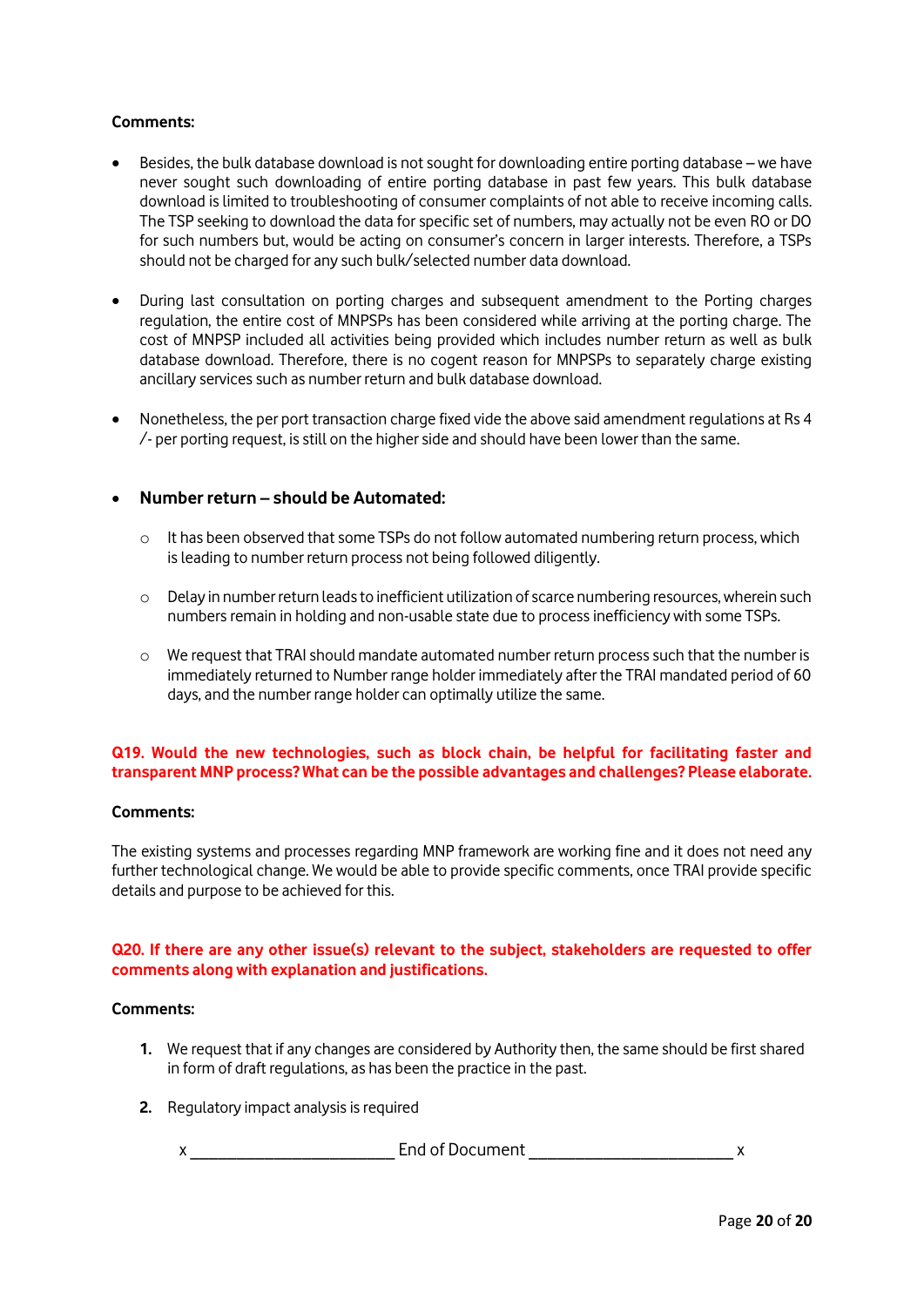**Comments:**

- Besides, the bulk database download is not sought for downloading entire porting database – we have never sought such downloading of entire porting database in past few years. This bulk database download is limited to troubleshooting of consumer complaints of not able to receive incoming calls. The TSP seeking to download the data for specific set of numbers, may actually not be even RO or DO for such numbers but, would be acting on consumer's concern in larger interests. Therefore, a TSPs should not be charged for any such bulk/selected number data download.

- During last consultation on porting charges and subsequent amendment to the Porting charges regulation, the entire cost of MNPSPs has been considered while arriving at the porting charge. The cost of MNPSP included all activities being provided which includes number return as well as bulk database download. Therefore, there is no cogent reason for MNPSPs to separately charge existing ancillary services such as number return and bulk database download.

- Nonetheless, the per port transaction charge fixed vide the above said amendment regulations at Rs 4 /- per porting request, is still on the higher side and should have been lower than the same.

- **Number return – should be Automated:**
  - It has been observed that some TSPs do not follow automated numbering return process, which is leading to number return process not being followed diligently.
  - Delay in number return leads to inefficient utilization of scarce numbering resources, wherein such numbers remain in holding and non-usable state due to process inefficiency with some TSPs.
  - We request that TRAI should mandate automated number return process such that the number is immediately returned to Number range holder immediately after the TRAI mandated period of 60 days, and the number range holder can optimally utilize the same.

**Q19. Would the new technologies, such as block chain, be helpful for facilitating faster and transparent MNP process? What can be the possible advantages and challenges? Please elaborate.**

**Comments:**

The existing systems and processes regarding MNP framework are working fine and it does not need any further technological change. We would be able to provide specific comments, once TRAI provide specific details and purpose to be achieved for this.

**Q20. If there are any other issue(s) relevant to the subject, stakeholders are requested to offer comments along with explanation and justifications.**

**Comments:**

1. We request that if any changes are considered by Authority then, the same should be first shared in form of draft regulations, as has been the practice in the past.
2. Regulatory impact analysis is required

x ______________________ End of Document ______________________ x